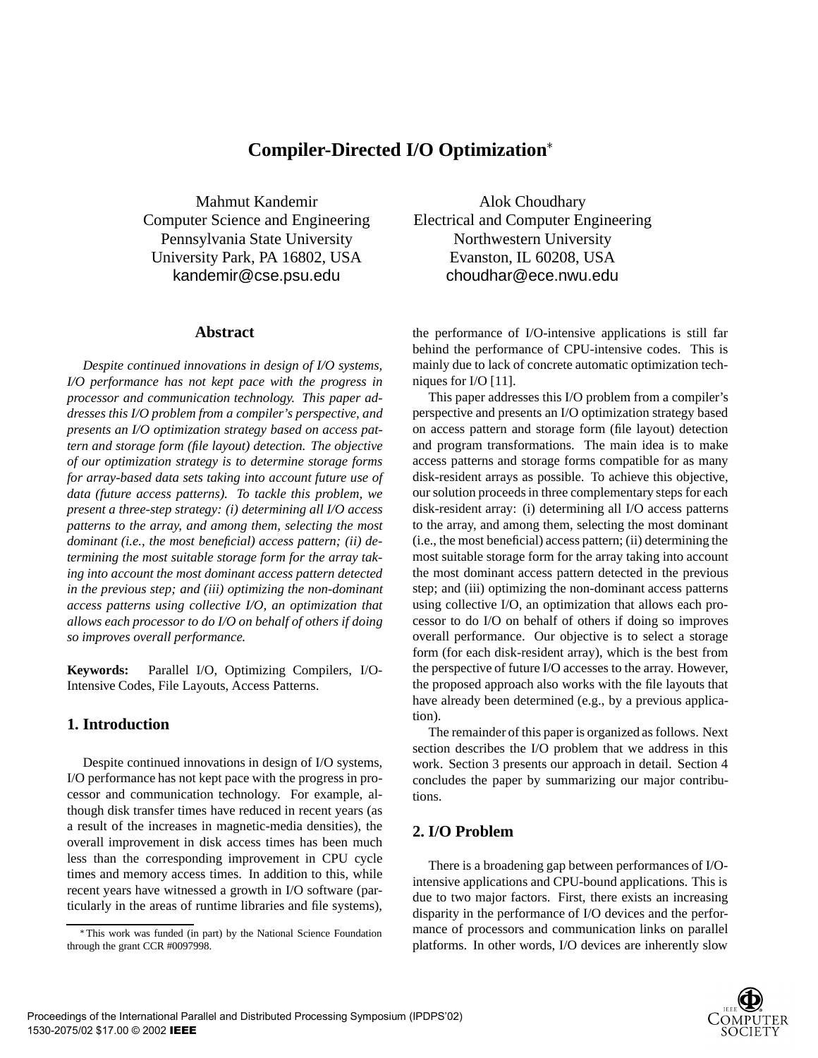# Compiler-Directed I/O Optimization*

Mahmut Kandemir
Computer Science and Engineering
Pennsylvania State University
University Park, PA 16802, USA
kandemir@cse.psu.edu

Alok Choudhary
Electrical and Computer Engineering
Northwestern University
Evanston, IL 60208, USA
choudhar@ece.nwu.edu

## Abstract

*Despite continued innovations in design of I/O systems, I/O performance has not kept pace with the progress in processor and communication technology. This paper addresses this I/O problem from a compiler's perspective, and presents an I/O optimization strategy based on access pattern and storage form (file layout) detection. The objective of our optimization strategy is to determine storage forms for array-based data sets taking into account future use of data (future access patterns). To tackle this problem, we present a three-step strategy: (i) determining all I/O access patterns to the array, and among them, selecting the most dominant (i.e., the most beneficial) access pattern; (ii) determining the most suitable storage form for the array taking into account the most dominant access pattern detected in the previous step; and (iii) optimizing the non-dominant access patterns using collective I/O, an optimization that allows each processor to do I/O on behalf of others if doing so improves overall performance.*

**Keywords:** Parallel I/O, Optimizing Compilers, I/O-Intensive Codes, File Layouts, Access Patterns.

## 1. Introduction

Despite continued innovations in design of I/O systems, I/O performance has not kept pace with the progress in processor and communication technology. For example, although disk transfer times have reduced in recent years (as a result of the increases in magnetic-media densities), the overall improvement in disk access times has been much less than the corresponding improvement in CPU cycle times and memory access times. In addition to this, while recent years have witnessed a growth in I/O software (particularly in the areas of runtime libraries and file systems), the performance of I/O-intensive applications is still far behind the performance of CPU-intensive codes. This is mainly due to lack of concrete automatic optimization techniques for I/O [11].

This paper addresses this I/O problem from a compiler's perspective and presents an I/O optimization strategy based on access pattern and storage form (file layout) detection and program transformations. The main idea is to make access patterns and storage forms compatible for as many disk-resident arrays as possible. To achieve this objective, our solution proceeds in three complementary steps for each disk-resident array: (i) determining all I/O access patterns to the array, and among them, selecting the most dominant (i.e., the most beneficial) access pattern; (ii) determining the most suitable storage form for the array taking into account the most dominant access pattern detected in the previous step; and (iii) optimizing the non-dominant access patterns using collective I/O, an optimization that allows each processor to do I/O on behalf of others if doing so improves overall performance. Our objective is to select a storage form (for each disk-resident array), which is the best from the perspective of future I/O accesses to the array. However, the proposed approach also works with the file layouts that have already been determined (e.g., by a previous application).

The remainder of this paper is organized as follows. Next section describes the I/O problem that we address in this work. Section 3 presents our approach in detail. Section 4 concludes the paper by summarizing our major contributions.

## 2. I/O Problem

There is a broadening gap between performances of I/O-intensive applications and CPU-bound applications. This is due to two major factors. First, there exists an increasing disparity in the performance of I/O devices and the performance of processors and communication links on parallel platforms. In other words, I/O devices are inherently slow

*This work was funded (in part) by the National Science Foundation through the grant CCR #0097998.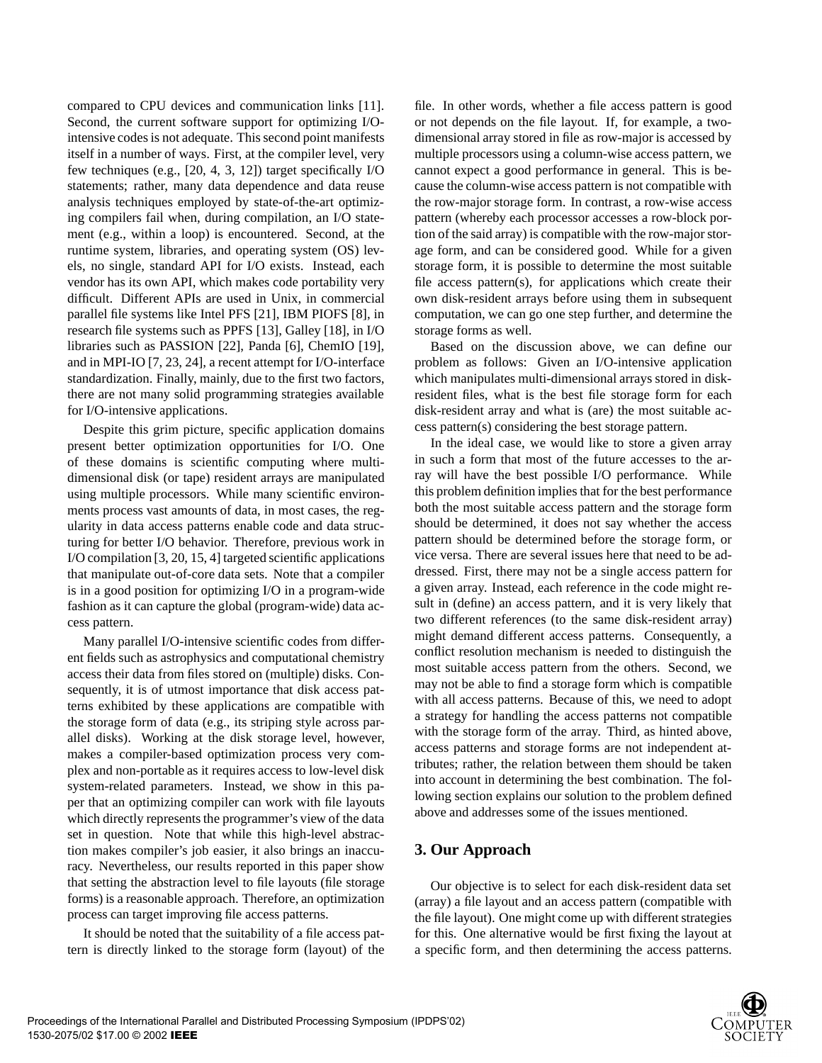compared to CPU devices and communication links [11]. Second, the current software support for optimizing I/O-intensive codes is not adequate. This second point manifests itself in a number of ways. First, at the compiler level, very few techniques (e.g., [20, 4, 3, 12]) target specifically I/O statements; rather, many data dependence and data reuse analysis techniques employed by state-of-the-art optimizing compilers fail when, during compilation, an I/O statement (e.g., within a loop) is encountered. Second, at the runtime system, libraries, and operating system (OS) levels, no single, standard API for I/O exists. Instead, each vendor has its own API, which makes code portability very difficult. Different APIs are used in Unix, in commercial parallel file systems like Intel PFS [21], IBM PIOFS [8], in research file systems such as PPFS [13], Galley [18], in I/O libraries such as PASSION [22], Panda [6], ChemIO [19], and in MPI-IO [7, 23, 24], a recent attempt for I/O-interface standardization. Finally, mainly, due to the first two factors, there are not many solid programming strategies available for I/O-intensive applications.

Despite this grim picture, specific application domains present better optimization opportunities for I/O. One of these domains is scientific computing where multi-dimensional disk (or tape) resident arrays are manipulated using multiple processors. While many scientific environments process vast amounts of data, in most cases, the regularity in data access patterns enable code and data structuring for better I/O behavior. Therefore, previous work in I/O compilation [3, 20, 15, 4] targeted scientific applications that manipulate out-of-core data sets. Note that a compiler is in a good position for optimizing I/O in a program-wide fashion as it can capture the global (program-wide) data access pattern.

Many parallel I/O-intensive scientific codes from different fields such as astrophysics and computational chemistry access their data from files stored on (multiple) disks. Consequently, it is of utmost importance that disk access patterns exhibited by these applications are compatible with the storage form of data (e.g., its striping style across parallel disks). Working at the disk storage level, however, makes a compiler-based optimization process very complex and non-portable as it requires access to low-level disk system-related parameters. Instead, we show in this paper that an optimizing compiler can work with file layouts which directly represents the programmer's view of the data set in question. Note that while this high-level abstraction makes compiler's job easier, it also brings an inaccuracy. Nevertheless, our results reported in this paper show that setting the abstraction level to file layouts (file storage forms) is a reasonable approach. Therefore, an optimization process can target improving file access patterns.

It should be noted that the suitability of a file access pattern is directly linked to the storage form (layout) of the file. In other words, whether a file access pattern is good or not depends on the file layout. If, for example, a two-dimensional array stored in file as row-major is accessed by multiple processors using a column-wise access pattern, we cannot expect a good performance in general. This is because the column-wise access pattern is not compatible with the row-major storage form. In contrast, a row-wise access pattern (whereby each processor accesses a row-block portion of the said array) is compatible with the row-major storage form, and can be considered good. While for a given storage form, it is possible to determine the most suitable file access pattern(s), for applications which create their own disk-resident arrays before using them in subsequent computation, we can go one step further, and determine the storage forms as well.

Based on the discussion above, we can define our problem as follows: Given an I/O-intensive application which manipulates multi-dimensional arrays stored in disk-resident files, what is the best file storage form for each disk-resident array and what is (are) the most suitable access pattern(s) considering the best storage pattern.

In the ideal case, we would like to store a given array in such a form that most of the future accesses to the array will have the best possible I/O performance. While this problem definition implies that for the best performance both the most suitable access pattern and the storage form should be determined, it does not say whether the access pattern should be determined before the storage form, or vice versa. There are several issues here that need to be addressed. First, there may not be a single access pattern for a given array. Instead, each reference in the code might result in (define) an access pattern, and it is very likely that two different references (to the same disk-resident array) might demand different access patterns. Consequently, a conflict resolution mechanism is needed to distinguish the most suitable access pattern from the others. Second, we may not be able to find a storage form which is compatible with all access patterns. Because of this, we need to adopt a strategy for handling the access patterns not compatible with the storage form of the array. Third, as hinted above, access patterns and storage forms are not independent attributes; rather, the relation between them should be taken into account in determining the best combination. The following section explains our solution to the problem defined above and addresses some of the issues mentioned.

## 3. Our Approach

Our objective is to select for each disk-resident data set (array) a file layout and an access pattern (compatible with the file layout). One might come up with different strategies for this. One alternative would be first fixing the layout at a specific form, and then determining the access patterns.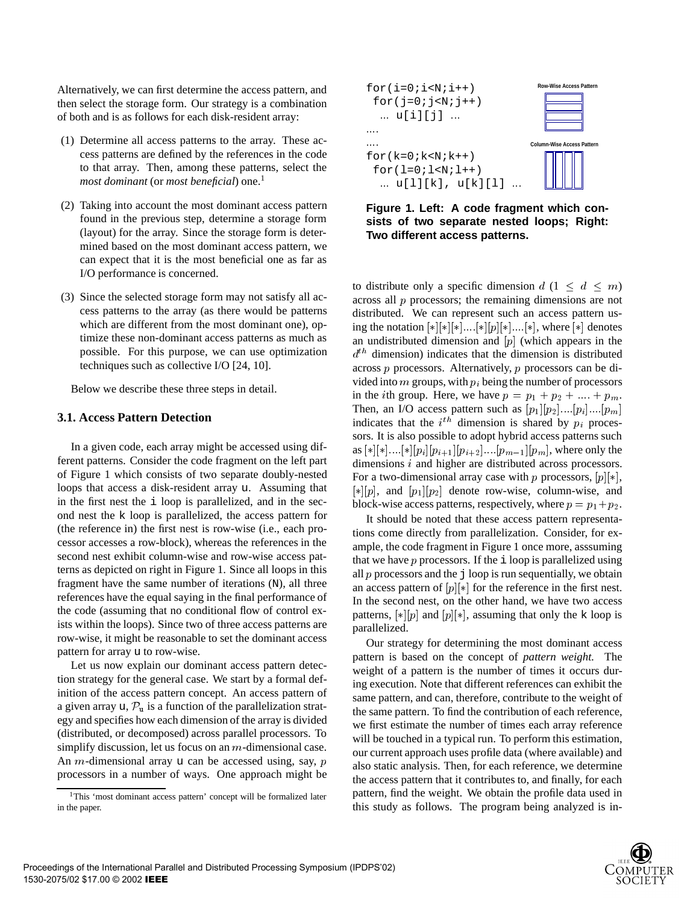Alternatively, we can first determine the access pattern, and then select the storage form. Our strategy is a combination of both and is as follows for each disk-resident array:

(1) Determine all access patterns to the array. These access patterns are defined by the references in the code to that array. Then, among these patterns, select the *most dominant* (or *most beneficial*) one.[1]

(2) Taking into account the most dominant access pattern found in the previous step, determine a storage form (layout) for the array. Since the storage form is determined based on the most dominant access pattern, we can expect that it is the most beneficial one as far as I/O performance is concerned.

(3) Since the selected storage form may not satisfy all access patterns to the array (as there would be patterns which are different from the most dominant one), optimize these non-dominant access patterns as much as possible. For this purpose, we can use optimization techniques such as collective I/O [24, 10].

Below we describe these three steps in detail.

### 3.1. Access Pattern Detection

In a given code, each array might be accessed using different patterns. Consider the code fragment on the left part of Figure 1 which consists of two separate doubly-nested loops that access a disk-resident array u. Assuming that in the first nest the i loop is parallelized, and in the second nest the k loop is parallelized, the access pattern for (the reference in) the first nest is row-wise (i.e., each processor accesses a row-block), whereas the references in the second nest exhibit column-wise and row-wise access patterns as depicted on right in Figure 1. Since all loops in this fragment have the same number of iterations (N), all three references have the equal saying in the final performance of the code (assuming that no conditional flow of control exists within the loops). Since two of three access patterns are row-wise, it might be reasonable to set the dominant access pattern for array u to row-wise.

Let us now explain our dominant access pattern detection strategy for the general case. We start by a formal definition of the access pattern concept. An access pattern of a given array u, $\mathcal{P}_u$ is a function of the parallelization strategy and specifies how each dimension of the array is divided (distributed, or decomposed) across parallel processors. To simplify discussion, let us focus on an $m$-dimensional case. An $m$-dimensional array u can be accessed using, say, $p$ processors in a number of ways. One approach might be

```
for(i=0;i<N;i++)
 for(j=0;j<N;j++)
   ... u[i][j] ...
....
....
for(k=0;k<N;k++)
 for(l=0;l<N;l++)
   ... u[l][k], u[k][l] ...
```

Row-Wise Access Pattern

Column-Wise Access Pattern

**Figure 1. Left: A code fragment which consists of two separate nested loops; Right: Two different access patterns.**

to distribute only a specific dimension $d$ ($1 \leq d \leq m$) across all $p$ processors; the remaining dimensions are not distributed. We can represent such an access pattern using the notation $[*][*][*]....[*][p][*]....[*]$, where $[*]$ denotes an undistributed dimension and $[p]$ (which appears in the $d^{th}$ dimension) indicates that the dimension is distributed across $p$ processors. Alternatively, $p$ processors can be divided into $m$ groups, with $p_i$ being the number of processors in the $i$th group. Here, we have $p = p_1 + p_2 + .... + p_m$. Then, an I/O access pattern such as $[p_1][p_2]....[p_i]....[p_m]$ indicates that the $i^{th}$ dimension is shared by $p_i$ processors. It is also possible to adopt hybrid access patterns such as $[*][*]....[*][p_i][p_{i+1}][p_{i+2}]....[p_{m-1}][p_m]$, where only the dimensions $i$ and higher are distributed across processors. For a two-dimensional array case with $p$ processors, $[p][*]$, $[*][p]$, and $[p_1][p_2]$ denote row-wise, column-wise, and block-wise access patterns, respectively, where $p = p_1 + p_2$.

It should be noted that these access pattern representations come directly from parallelization. Consider, for example, the code fragment in Figure 1 once more, asssuming that we have $p$ processors. If the i loop is parallelized using all $p$ processors and the j loop is run sequentially, we obtain an access pattern of $[p][*]$ for the reference in the first nest. In the second nest, on the other hand, we have two access patterns, $[*][p]$ and $[p][*]$, assuming that only the k loop is parallelized.

Our strategy for determining the most dominant access pattern is based on the concept of *pattern weight.* The weight of a pattern is the number of times it occurs during execution. Note that different references can exhibit the same pattern, and can, therefore, contribute to the weight of the same pattern. To find the contribution of each reference, we first estimate the number of times each array reference will be touched in a typical run. To perform this estimation, our current approach uses profile data (where available) and also static analysis. Then, for each reference, we determine the access pattern that it contributes to, and finally, for each pattern, find the weight. We obtain the profile data used in this study as follows. The program being analyzed is in-

[1] This 'most dominant access pattern' concept will be formalized later in the paper.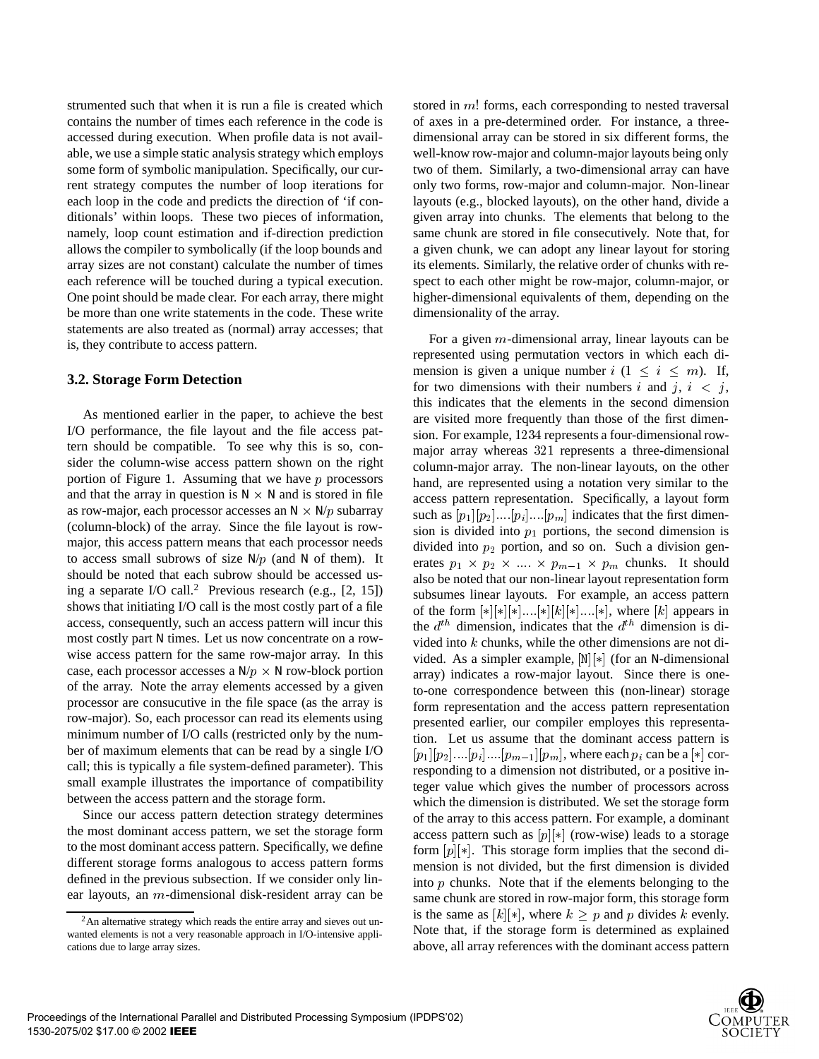strumented such that when it is run a file is created which contains the number of times each reference in the code is accessed during execution. When profile data is not available, we use a simple static analysis strategy which employs some form of symbolic manipulation. Specifically, our current strategy computes the number of loop iterations for each loop in the code and predicts the direction of 'if conditionals' within loops. These two pieces of information, namely, loop count estimation and if-direction prediction allows the compiler to symbolically (if the loop bounds and array sizes are not constant) calculate the number of times each reference will be touched during a typical execution. One point should be made clear. For each array, there might be more than one write statements in the code. These write statements are also treated as (normal) array accesses; that is, they contribute to access pattern.

### 3.2. Storage Form Detection

As mentioned earlier in the paper, to achieve the best I/O performance, the file layout and the file access pattern should be compatible. To see why this is so, consider the column-wise access pattern shown on the right portion of Figure 1. Assuming that we have $p$ processors and that the array in question is $\mathtt{N} \times \mathtt{N}$ and is stored in file as row-major, each processor accesses an $\mathtt{N} \times \mathtt{N}/p$ subarray (column-block) of the array. Since the file layout is row-major, this access pattern means that each processor needs to access small subrows of size $\mathtt{N}/p$ (and N of them). It should be noted that each subrow should be accessed using a separate I/O call.[2] Previous research (e.g., [2, 15]) shows that initiating I/O call is the most costly part of a file access, consequently, such an access pattern will incur this most costly part N times. Let us now concentrate on a row-wise access pattern for the same row-major array. In this case, each processor accesses a $\mathtt{N}/p \times \mathtt{N}$ row-block portion of the array. Note the array elements accessed by a given processor are consucutive in the file space (as the array is row-major). So, each processor can read its elements using minimum number of I/O calls (restricted only by the number of maximum elements that can be read by a single I/O call; this is typically a file system-defined parameter). This small example illustrates the importance of compatibility between the access pattern and the storage form.

Since our access pattern detection strategy determines the most dominant access pattern, we set the storage form to the most dominant access pattern. Specifically, we define different storage forms analogous to access pattern forms defined in the previous subsection. If we consider only linear layouts, an $m$-dimensional disk-resident array can be stored in $m!$ forms, each corresponding to nested traversal of axes in a pre-determined order. For instance, a three-dimensional array can be stored in six different forms, the well-know row-major and column-major layouts being only two of them. Similarly, a two-dimensional array can have only two forms, row-major and column-major. Non-linear layouts (e.g., blocked layouts), on the other hand, divide a given array into chunks. The elements that belong to the same chunk are stored in file consecutively. Note that, for a given chunk, we can adopt any linear layout for storing its elements. Similarly, the relative order of chunks with respect to each other might be row-major, column-major, or higher-dimensional equivalents of them, depending on the dimensionality of the array.

For a given $m$-dimensional array, linear layouts can be represented using permutation vectors in which each dimension is given a unique number $i$ ($1 \leq i \leq m$). If, for two dimensions with their numbers $i$ and $j$, $i < j$, this indicates that the elements in the second dimension are visited more frequently than those of the first dimension. For example, $1234$ represents a four-dimensional row-major array whereas $321$ represents a three-dimensional column-major array. The non-linear layouts, on the other hand, are represented using a notation very similar to the access pattern representation. Specifically, a layout form such as $[p_1][p_2]....[p_i]....[p_m]$ indicates that the first dimension is divided into $p_1$ portions, the second dimension is divided into $p_2$ portion, and so on. Such a division generates $p_1 \times p_2 \times .... \times p_{m-1} \times p_m$ chunks. It should also be noted that our non-linear layout representation form subsumes linear layouts. For example, an access pattern of the form $[*][*]....[*][k][*]....[*]$, where $[k]$ appears in the $d^{th}$ dimension, indicates that the $d^{th}$ dimension is divided into $k$ chunks, while the other dimensions are not divided. As a simpler example, $[\mathtt{N}][*]$ (for an N-dimensional array) indicates a row-major layout. Since there is one-to-one correspondence between this (non-linear) storage form representation and the access pattern representation presented earlier, our compiler employs this representation. Let us assume that the dominant access pattern is $[p_1][p_2]....[p_i]....[p_{m-1}][p_m]$, where each $p_i$ can be a $[*]$ corresponding to a dimension not distributed, or a positive integer value which gives the number of processors across which the dimension is distributed. We set the storage form of the array to this access pattern. For example, a dominant access pattern such as $[p][*]$ (row-wise) leads to a storage form $[p][*]$. This storage form implies that the second dimension is not divided, but the first dimension is divided into $p$ chunks. Note that if the elements belonging to the same chunk are stored in row-major form, this storage form is the same as $[k][*]$, where $k \geq p$ and $p$ divides $k$ evenly. Note that, if the storage form is determined as explained above, all array references with the dominant access pattern

[2] An alternative strategy which reads the entire array and sieves out unwanted elements is not a very reasonable approach in I/O-intensive applications due to large array sizes.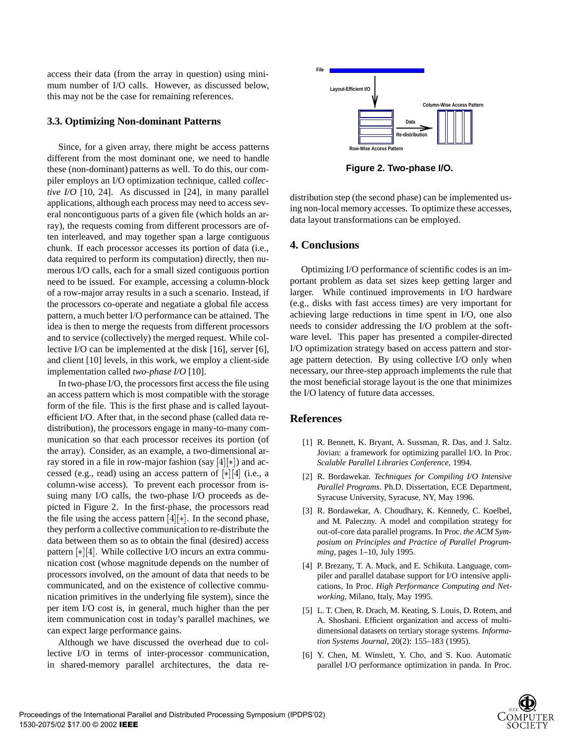access their data (from the array in question) using minimum number of I/O calls. However, as discussed below, this may not be the case for remaining references.

### 3.3. Optimizing Non-dominant Patterns

Since, for a given array, there might be access patterns different from the most dominant one, we need to handle these (non-dominant) patterns as well. To do this, our compiler employs an I/O optimization technique, called *collective I/O* [10, 24]. As discussed in [24], in many parallel applications, although each process may need to access several noncontiguous parts of a given file (which holds an array), the requests coming from different processors are often interleaved, and may together span a large contiguous chunk. If each processor accesses its portion of data (i.e., data required to perform its computation) directly, then numerous I/O calls, each for a small sized contiguous portion need to be issued. For example, accessing a column-block of a row-major array results in a such a scenario. Instead, if the processors co-operate and negatiate a global file access pattern, a much better I/O performance can be attained. The idea is then to merge the requests from different processors and to service (collectively) the merged request. While collective I/O can be implemented at the disk [16], server [6], and client [10] levels, in this work, we employ a client-side implementation called *two-phase I/O* [10].

In two-phase I/O, the processors first access the file using an access pattern which is most compatible with the storage form of the file. This is the first phase and is called layout-efficient I/O. After that, in the second phase (called data redistribution), the processors engage in many-to-many communication so that each processor receives its portion (of the array). Consider, as an example, a two-dimensional array stored in a file in row-major fashion (say $[4][*]$) and accessed (e.g., read) using an access pattern of $[*][4]$ (i.e., a column-wise access). To prevent each processor from issuing many I/O calls, the two-phase I/O proceeds as depicted in Figure 2. In the first-phase, the processors read the file using the access pattern $[4][*]$. In the second phase, they perform a collective communication to re-distribute the data between them so as to obtain the final (desired) access pattern $[*][4]$. While collective I/O incurs an extra communication cost (whose magnitude depends on the number of processors involved, on the amount of data that needs to be communicated, and on the existence of collective communication primitives in the underlying file system), since the per item I/O cost is, in general, much higher than the per item communication cost in today's parallel machines, we can expect large performance gains.

Although we have discussed the overhead due to collective I/O in terms of inter-processor communication, in shared-memory parallel architectures, the data re-distribution step (the second phase) can be implemented using non-local memory accesses. To optimize these accesses, data layout transformations can be employed.

**Figure 2. Two-phase I/O.**

## 4. Conclusions

Optimizing I/O performance of scientific codes is an important problem as data set sizes keep getting larger and larger. While continued improvements in I/O hardware (e.g., disks with fast access times) are very important for achieving large reductions in time spent in I/O, one also needs to consider addressing the I/O problem at the software level. This paper has presented a compiler-directed I/O optimization strategy based on access pattern and storage pattern detection. By using collective I/O only when necessary, our three-step approach implements the rule that the most beneficial storage layout is the one that minimizes the I/O latency of future data accesses.

## References

[1] R. Bennett, K. Bryant, A. Sussman, R. Das, and J. Saltz. Jovian: a framework for optimizing parallel I/O. In Proc. *Scalable Parallel Libraries Conference*, 1994.

[2] R. Bordawekar. *Techniques for Compiling I/O Intensive Parallel Programs*. Ph.D. Dissertation, ECE Department, Syracuse University, Syracuse, NY, May 1996.

[3] R. Bordawekar, A. Choudhary, K. Kennedy, C. Koelbel, and M. Paleczny. A model and compilation strategy for out-of-core data parallel programs. In Proc. *the ACM Symposium on Principles and Practice of Parallel Programming*, pages 1–10, July 1995.

[4] P. Brezany, T. A. Muck, and E. Schikuta. Language, compiler and parallel database support for I/O intensive applications, In Proc. *High Performance Computing and Networking*, Milano, Italy, May 1995.

[5] L. T. Chen, R. Drach, M. Keating, S. Louis, D. Rotem, and A. Shoshani. Efficient organization and access of multi-dimensional datasets on tertiary storage systems. *Information Systems Journal*, 20(2): 155–183 (1995).

[6] Y. Chen, M. Winslett, Y. Cho, and S. Kuo. Automatic parallel I/O performance optimization in panda. In Proc.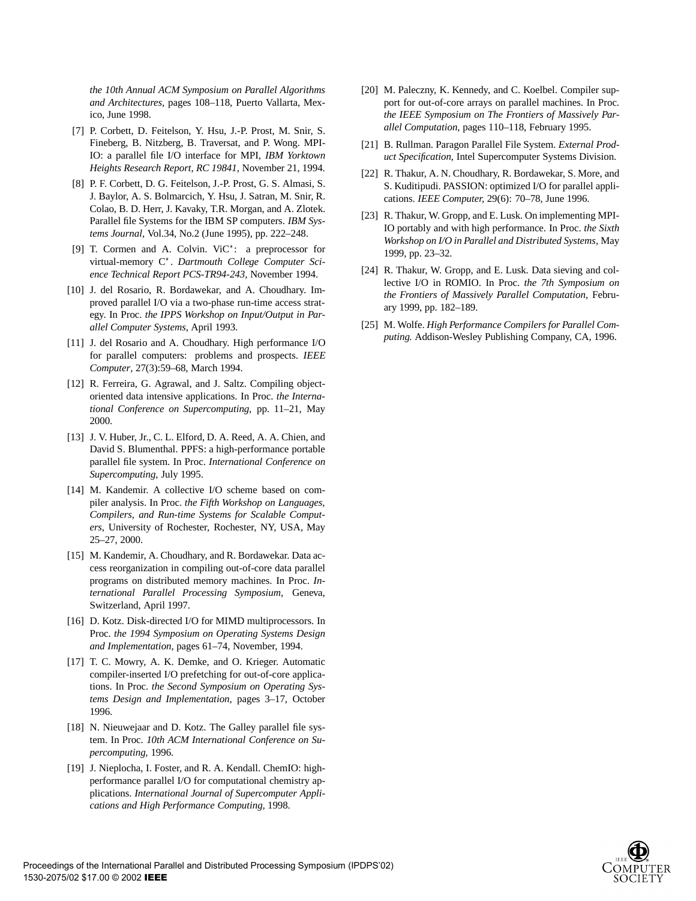*the 10th Annual ACM Symposium on Parallel Algorithms and Architectures*, pages 108–118, Puerto Vallarta, Mexico, June 1998.

[7] P. Corbett, D. Feitelson, Y. Hsu, J.-P. Prost, M. Snir, S. Fineberg, B. Nitzberg, B. Traversat, and P. Wong. MPI-IO: a parallel file I/O interface for MPI, *IBM Yorktown Heights Research Report, RC 19841,* November 21, 1994.

[8] P. F. Corbett, D. G. Feitelson, J.-P. Prost, G. S. Almasi, S. J. Baylor, A. S. Bolmarcich, Y. Hsu, J. Satran, M. Snir, R. Colao, B. D. Herr, J. Kavaky, T.R. Morgan, and A. Zlotek. Parallel file Systems for the IBM SP computers. *IBM Systems Journal,* Vol.34, No.2 (June 1995), pp. 222–248.

[9] T. Cormen and A. Colvin. ViC*: a preprocessor for virtual-memory C*. *Dartmouth College Computer Science Technical Report PCS-TR94-243,* November 1994.

[10] J. del Rosario, R. Bordawekar, and A. Choudhary. Improved parallel I/O via a two-phase run-time access strategy. In Proc. *the IPPS Workshop on Input/Output in Parallel Computer Systems,* April 1993.

[11] J. del Rosario and A. Choudhary. High performance I/O for parallel computers: problems and prospects. *IEEE Computer*, 27(3):59–68, March 1994.

[12] R. Ferreira, G. Agrawal, and J. Saltz. Compiling object-oriented data intensive applications. In Proc. *the International Conference on Supercomputing*, pp. 11–21, May 2000.

[13] J. V. Huber, Jr., C. L. Elford, D. A. Reed, A. A. Chien, and David S. Blumenthal. PPFS: a high-performance portable parallel file system. In Proc. *International Conference on Supercomputing,* July 1995.

[14] M. Kandemir. A collective I/O scheme based on compiler analysis. In Proc. *the Fifth Workshop on Languages, Compilers, and Run-time Systems for Scalable Computers*, University of Rochester, Rochester, NY, USA, May 25–27, 2000.

[15] M. Kandemir, A. Choudhary, and R. Bordawekar. Data access reorganization in compiling out-of-core data parallel programs on distributed memory machines. In Proc. *International Parallel Processing Symposium,* Geneva, Switzerland, April 1997.

[16] D. Kotz. Disk-directed I/O for MIMD multiprocessors. In Proc. *the 1994 Symposium on Operating Systems Design and Implementation,* pages 61–74, November, 1994.

[17] T. C. Mowry, A. K. Demke, and O. Krieger. Automatic compiler-inserted I/O prefetching for out-of-core applications. In Proc. *the Second Symposium on Operating Systems Design and Implementation*, pages 3–17, October 1996.

[18] N. Nieuwejaar and D. Kotz. The Galley parallel file system. In Proc. *10th ACM International Conference on Supercomputing,* 1996.

[19] J. Nieplocha, I. Foster, and R. A. Kendall. ChemIO: high-performance parallel I/O for computational chemistry applications. *International Journal of Supercomputer Applications and High Performance Computing,* 1998.

[20] M. Paleczny, K. Kennedy, and C. Koelbel. Compiler support for out-of-core arrays on parallel machines. In Proc. *the IEEE Symposium on The Frontiers of Massively Parallel Computation*, pages 110–118, February 1995.

[21] B. Rullman. Paragon Parallel File System. *External Product Specification,* Intel Supercomputer Systems Division.

[22] R. Thakur, A. N. Choudhary, R. Bordawekar, S. More, and S. Kuditipudi. PASSION: optimized I/O for parallel applications. *IEEE Computer,* 29(6): 70–78, June 1996.

[23] R. Thakur, W. Gropp, and E. Lusk. On implementing MPI-IO portably and with high performance. In Proc. *the Sixth Workshop on I/O in Parallel and Distributed Systems,* May 1999, pp. 23–32.

[24] R. Thakur, W. Gropp, and E. Lusk. Data sieving and collective I/O in ROMIO. In Proc. *the 7th Symposium on the Frontiers of Massively Parallel Computation,* February 1999, pp. 182–189.

[25] M. Wolfe. *High Performance Compilers for Parallel Computing.* Addison-Wesley Publishing Company, CA, 1996.